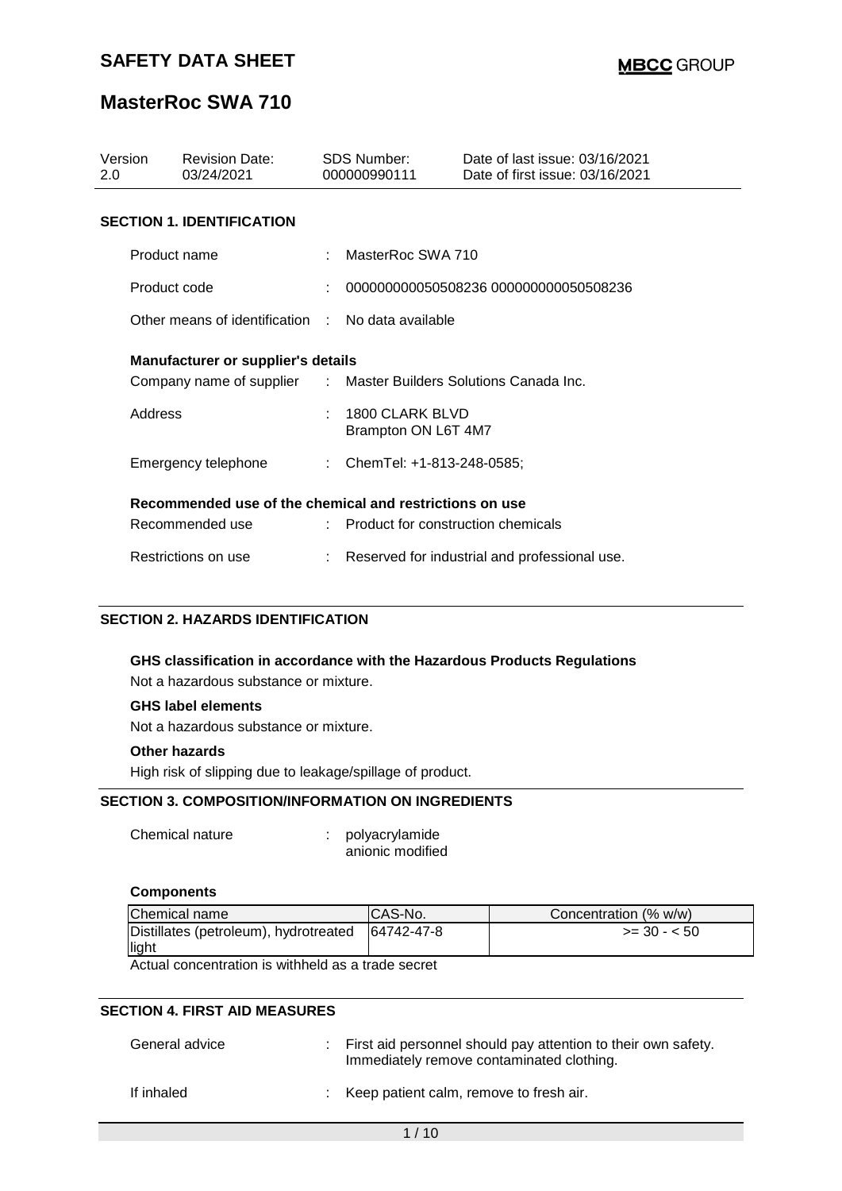# SAFETY DATA SHEET

# MasterRoc SWA 710

| Version | Revision Date: | SDS Number: | Date of last issue: 03/16/2021 |
|---|---|---|---|
| 2.0 | 03/24/2021 | 000000990111 | Date of first issue: 03/16/2021 |

## SECTION 1. IDENTIFICATION

Product name : MasterRoc SWA 710

Product code : 000000000050508236 000000000050508236

Other means of identification : No data available

**Manufacturer or supplier's details**

Company name of supplier : Master Builders Solutions Canada Inc.

Address : 1800 CLARK BLVD
Brampton ON L6T 4M7

Emergency telephone : ChemTel: +1-813-248-0585;

**Recommended use of the chemical and restrictions on use**

Recommended use : Product for construction chemicals

Restrictions on use : Reserved for industrial and professional use.

## SECTION 2. HAZARDS IDENTIFICATION

**GHS classification in accordance with the Hazardous Products Regulations**

Not a hazardous substance or mixture.

**GHS label elements**

Not a hazardous substance or mixture.

**Other hazards**

High risk of slipping due to leakage/spillage of product.

## SECTION 3. COMPOSITION/INFORMATION ON INGREDIENTS

Chemical nature : polyacrylamide
anionic modified

**Components**

| Chemical name | CAS-No. | Concentration (% w/w) |
|---|---|---|
| Distillates (petroleum), hydrotreated light | 64742-47-8 | >= 30 - < 50 |

Actual concentration is withheld as a trade secret

## SECTION 4. FIRST AID MEASURES

General advice : First aid personnel should pay attention to their own safety. Immediately remove contaminated clothing.

If inhaled : Keep patient calm, remove to fresh air.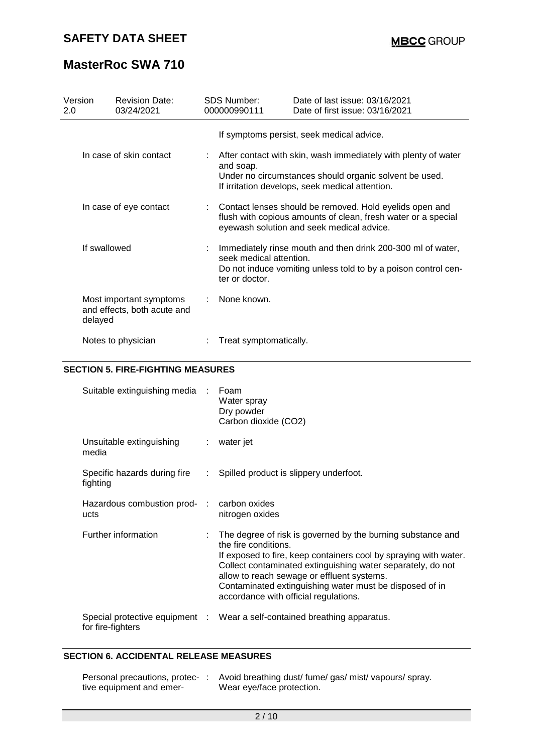| | |
|---|---|
| | If symptoms persist, seek medical advice. |
| In case of skin contact | : After contact with skin, wash immediately with plenty of water and soap.<br>Under no circumstances should organic solvent be used.<br>If irritation develops, seek medical attention. |
| In case of eye contact | : Contact lenses should be removed. Hold eyelids open and flush with copious amounts of clean, fresh water or a special eyewash solution and seek medical advice. |
| If swallowed | : Immediately rinse mouth and then drink 200-300 ml of water, seek medical attention.<br>Do not induce vomiting unless told to by a poison control center or doctor. |
| Most important symptoms and effects, both acute and delayed | : None known. |
| Notes to physician | : Treat symptomatically. |

## SECTION 5. FIRE-FIGHTING MEASURES

| | |
|---|---|
| Suitable extinguishing media | : Foam<br>Water spray<br>Dry powder<br>Carbon dioxide ($CO_2$) |
| Unsuitable extinguishing media | : water jet |
| Specific hazards during fire fighting | : Spilled product is slippery underfoot. |
| Hazardous combustion products | : carbon oxides<br>nitrogen oxides |
| Further information | : The degree of risk is governed by the burning substance and the fire conditions.<br>If exposed to fire, keep containers cool by spraying with water.<br>Collect contaminated extinguishing water separately, do not allow to reach sewage or effluent systems.<br>Contaminated extinguishing water must be disposed of in accordance with official regulations. |
| Special protective equipment for fire-fighters | : Wear a self-contained breathing apparatus. |

## SECTION 6. ACCIDENTAL RELEASE MEASURES

| | |
|---|---|
| Personal precautions, protective equipment and emer- | : Avoid breathing dust/ fume/ gas/ mist/ vapours/ spray.<br>Wear eye/face protection. |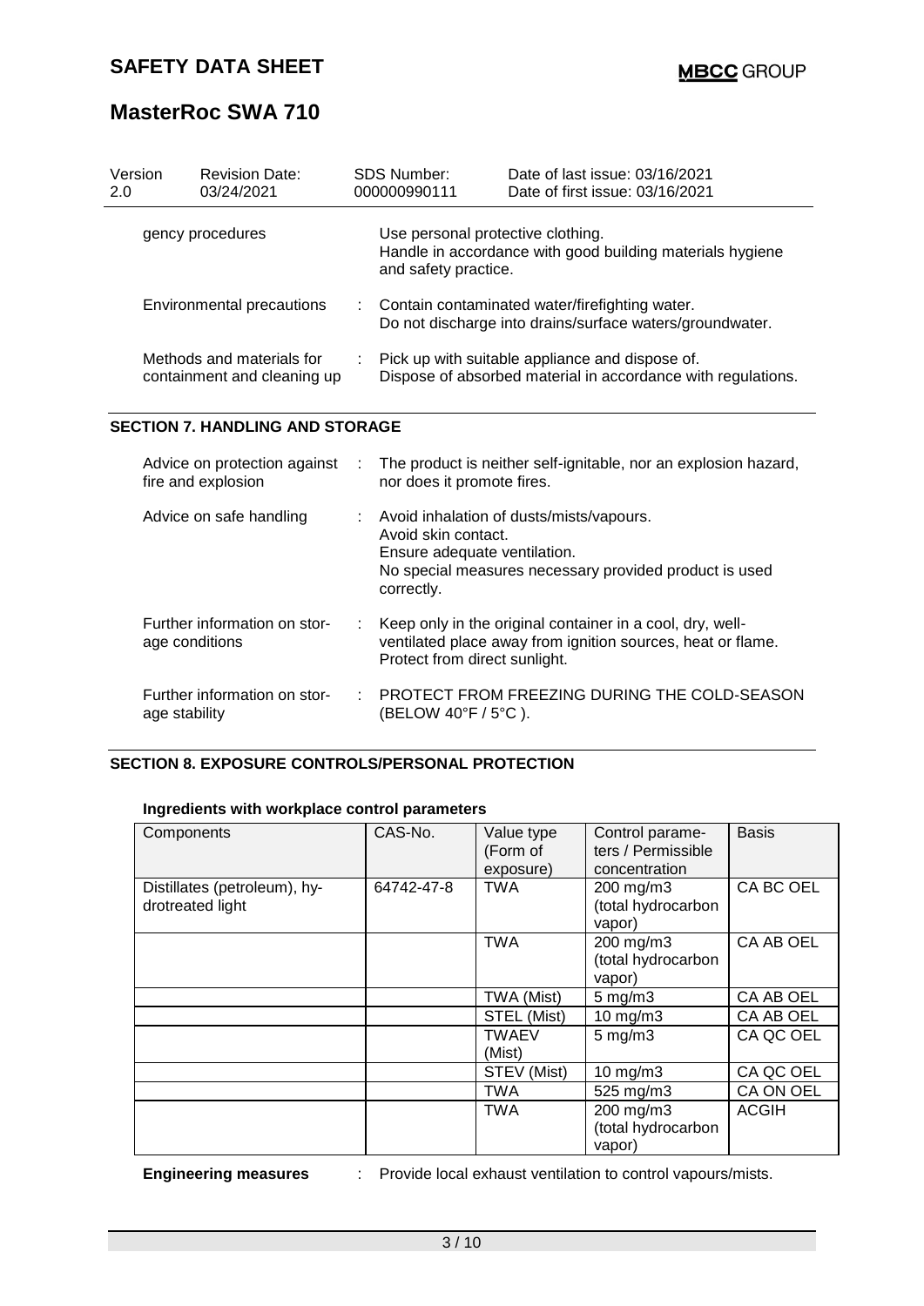| Version 2.0 | Revision Date: 03/24/2021 | SDS Number: 000000990111 | Date of last issue: 03/16/2021 Date of first issue: 03/16/2021 |
|---|---|---|---|

gency procedures

Use personal protective clothing.
Handle in accordance with good building materials hygiene and safety practice.

Environmental precautions : Contain contaminated water/firefighting water.
Do not discharge into drains/surface waters/groundwater.

Methods and materials for containment and cleaning up : Pick up with suitable appliance and dispose of.
Dispose of absorbed material in accordance with regulations.

## SECTION 7. HANDLING AND STORAGE

Advice on protection against fire and explosion : The product is neither self-ignitable, nor an explosion hazard, nor does it promote fires.

Advice on safe handling : Avoid inhalation of dusts/mists/vapours.
Avoid skin contact.
Ensure adequate ventilation.
No special measures necessary provided product is used correctly.

Further information on storage conditions : Keep only in the original container in a cool, dry, well-ventilated place away from ignition sources, heat or flame.
Protect from direct sunlight.

Further information on storage stability : PROTECT FROM FREEZING DURING THE COLD-SEASON (BELOW 40°F / 5°C ).

## SECTION 8. EXPOSURE CONTROLS/PERSONAL PROTECTION

**Ingredients with workplace control parameters**

| Components | CAS-No. | Value type (Form of exposure) | Control parameters / Permissible concentration | Basis |
|---|---|---|---|---|
| Distillates (petroleum), hydrotreated light | 64742-47-8 | TWA | 200 mg/m3 (total hydrocarbon vapor) | CA BC OEL |
| | | TWA | 200 mg/m3 (total hydrocarbon vapor) | CA AB OEL |
| | | TWA (Mist) | 5 mg/m3 | CA AB OEL |
| | | STEL (Mist) | 10 mg/m3 | CA AB OEL |
| | | TWAEV (Mist) | 5 mg/m3 | CA QC OEL |
| | | STEV (Mist) | 10 mg/m3 | CA QC OEL |
| | | TWA | 525 mg/m3 | CA ON OEL |
| | | TWA | 200 mg/m3 (total hydrocarbon vapor) | ACGIH |

**Engineering measures** : Provide local exhaust ventilation to control vapours/mists.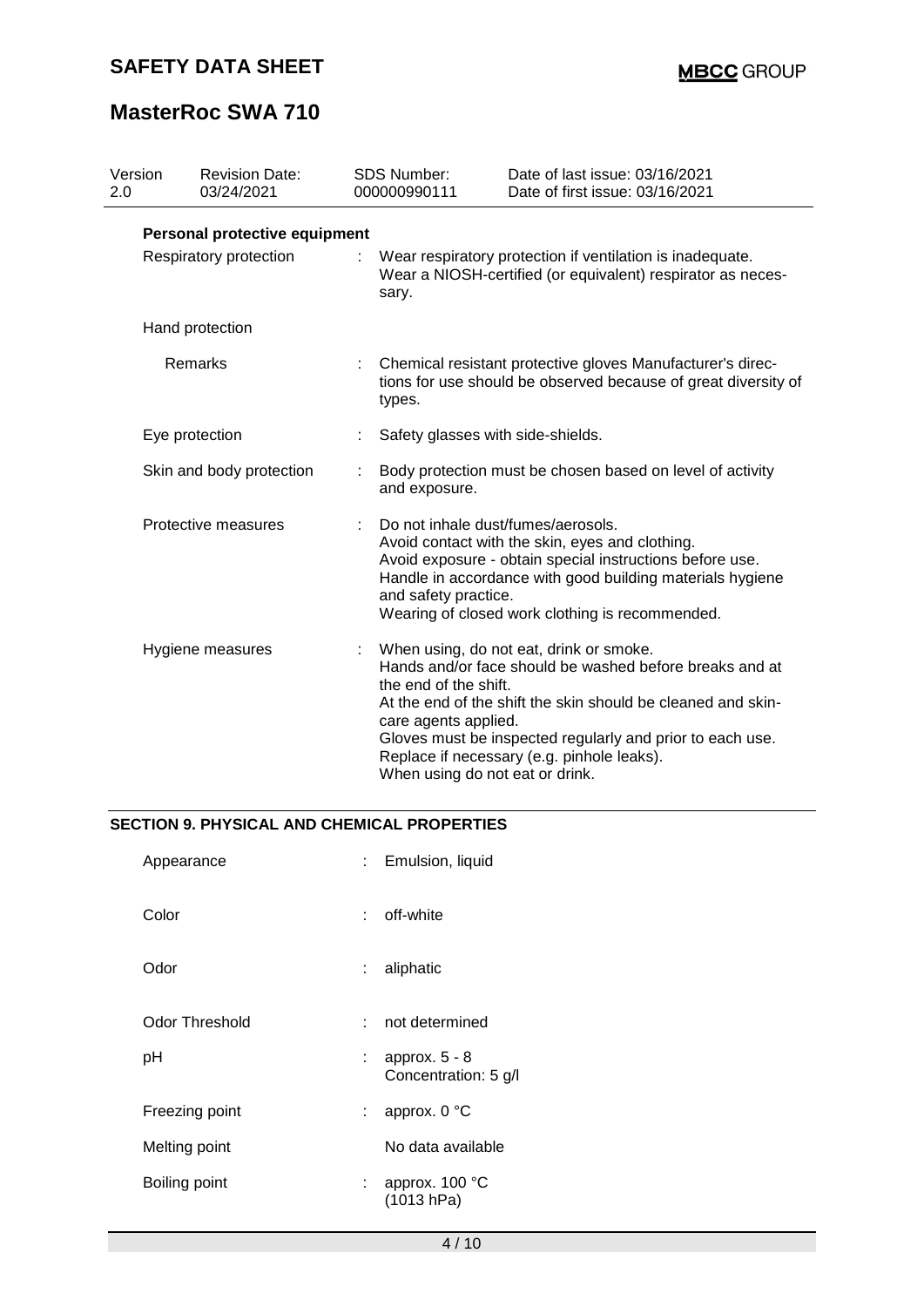**Personal protective equipment**

| | | |
|---|---|---|
| Respiratory protection | : | Wear respiratory protection if ventilation is inadequate. Wear a NIOSH-certified (or equivalent) respirator as necessary. |
| Hand protection | | |
| Remarks | : | Chemical resistant protective gloves Manufacturer's directions for use should be observed because of great diversity of types. |
| Eye protection | : | Safety glasses with side-shields. |
| Skin and body protection | : | Body protection must be chosen based on level of activity and exposure. |
| Protective measures | : | Do not inhale dust/fumes/aerosols. Avoid contact with the skin, eyes and clothing. Avoid exposure - obtain special instructions before use. Handle in accordance with good building materials hygiene and safety practice. Wearing of closed work clothing is recommended. |
| Hygiene measures | : | When using, do not eat, drink or smoke. Hands and/or face should be washed before breaks and at the end of the shift. At the end of the shift the skin should be cleaned and skin-care agents applied. Gloves must be inspected regularly and prior to each use. Replace if necessary (e.g. pinhole leaks). When using do not eat or drink. |

## SECTION 9. PHYSICAL AND CHEMICAL PROPERTIES

| | | |
|---|---|---|
| Appearance | : | Emulsion, liquid |
| Color | : | off-white |
| Odor | : | aliphatic |
| Odor Threshold | : | not determined |
| pH | : | approx. 5 - 8<br>Concentration: 5 g/l |
| Freezing point | : | approx. 0 °C |
| Melting point | | No data available |
| Boiling point | : | approx. 100 °C<br>(1013 hPa) |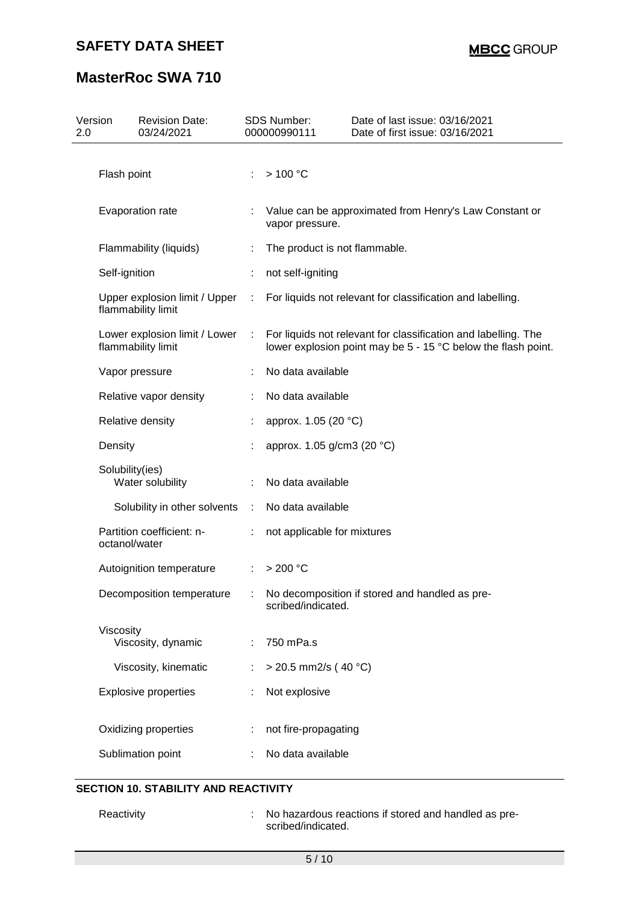| Version 2.0 | Revision Date: 03/24/2021 | SDS Number: 000000990111 | Date of last issue: 03/16/2021 Date of first issue: 03/16/2021 |
|---|---|---|---|

| Property | | Value |
|---|---|---|
| Flash point | : | > 100 °C |
| Evaporation rate | : | Value can be approximated from Henry's Law Constant or vapor pressure. |
| Flammability (liquids) | : | The product is not flammable. |
| Self-ignition | : | not self-igniting |
| Upper explosion limit / Upper flammability limit | : | For liquids not relevant for classification and labelling. |
| Lower explosion limit / Lower flammability limit | : | For liquids not relevant for classification and labelling. The lower explosion point may be 5 - 15 °C below the flash point. |
| Vapor pressure | : | No data available |
| Relative vapor density | : | No data available |
| Relative density | : | approx. 1.05 (20 °C) |
| Density | : | approx. 1.05 g/cm3 (20 °C) |
| Solubility(ies) | | |
| Water solubility | : | No data available |
| Solubility in other solvents | : | No data available |
| Partition coefficient: n-octanol/water | : | not applicable for mixtures |
| Autoignition temperature | : | > 200 °C |
| Decomposition temperature | : | No decomposition if stored and handled as prescribed/indicated. |
| Viscosity | | |
| Viscosity, dynamic | : | 750 mPa.s |
| Viscosity, kinematic | : | > 20.5 mm2/s ( 40 °C) |
| Explosive properties | : | Not explosive |
| Oxidizing properties | : | not fire-propagating |
| Sublimation point | : | No data available |

## SECTION 10. STABILITY AND REACTIVITY

Reactivity : No hazardous reactions if stored and handled as prescribed/indicated.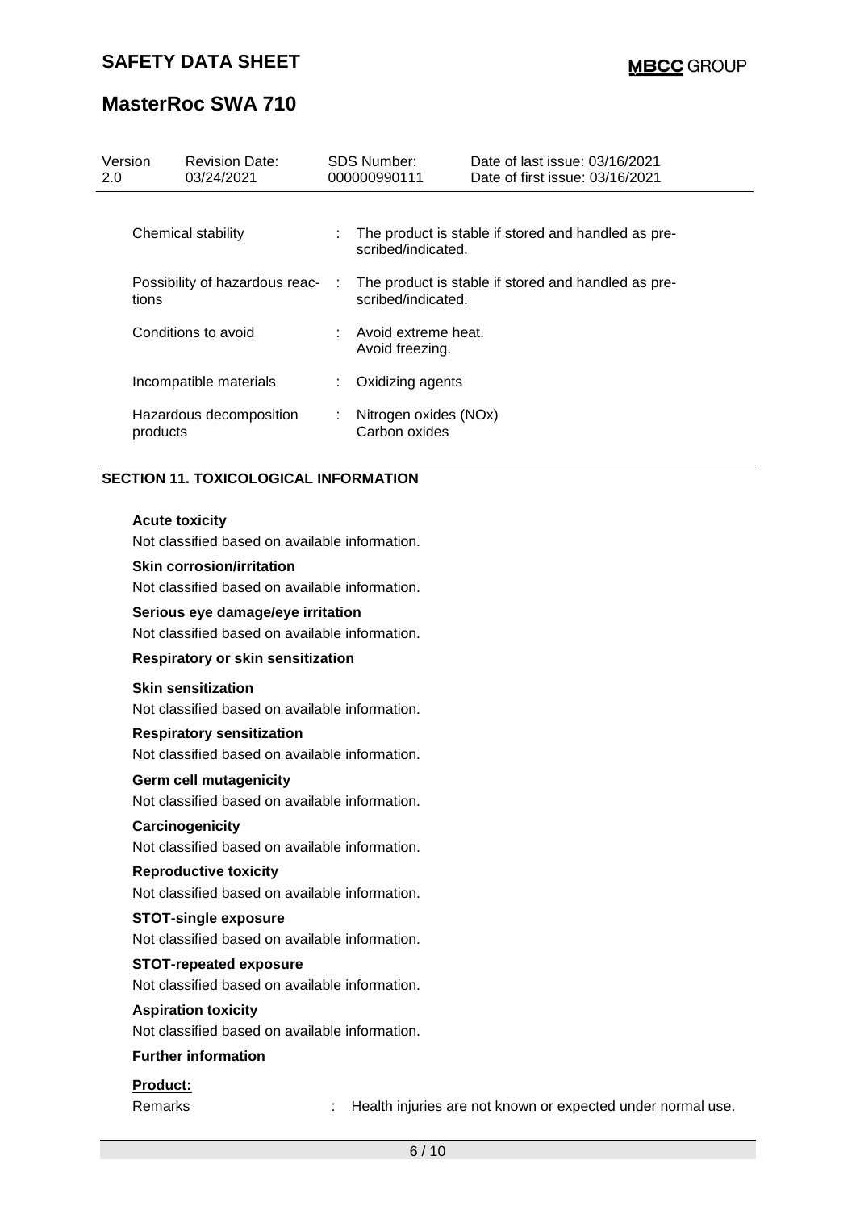| Version 2.0 | Revision Date: 03/24/2021 | SDS Number: 000000990111 | Date of last issue: 03/16/2021 Date of first issue: 03/16/2021 |
|---|---|---|---|

| | |
|---|---|
| Chemical stability | : The product is stable if stored and handled as prescribed/indicated. |
| Possibility of hazardous reactions | : The product is stable if stored and handled as prescribed/indicated. |
| Conditions to avoid | : Avoid extreme heat. Avoid freezing. |
| Incompatible materials | : Oxidizing agents |
| Hazardous decomposition products | : Nitrogen oxides (NOx) Carbon oxides |

## SECTION 11. TOXICOLOGICAL INFORMATION

**Acute toxicity**

Not classified based on available information.

**Skin corrosion/irritation**

Not classified based on available information.

**Serious eye damage/eye irritation**

Not classified based on available information.

**Respiratory or skin sensitization**

**Skin sensitization**

Not classified based on available information.

**Respiratory sensitization**

Not classified based on available information.

**Germ cell mutagenicity**

Not classified based on available information.

**Carcinogenicity**

Not classified based on available information.

**Reproductive toxicity**

Not classified based on available information.

**STOT-single exposure**

Not classified based on available information.

**STOT-repeated exposure**

Not classified based on available information.

**Aspiration toxicity**

Not classified based on available information.

**Further information**

**Product:**

Remarks : Health injuries are not known or expected under normal use.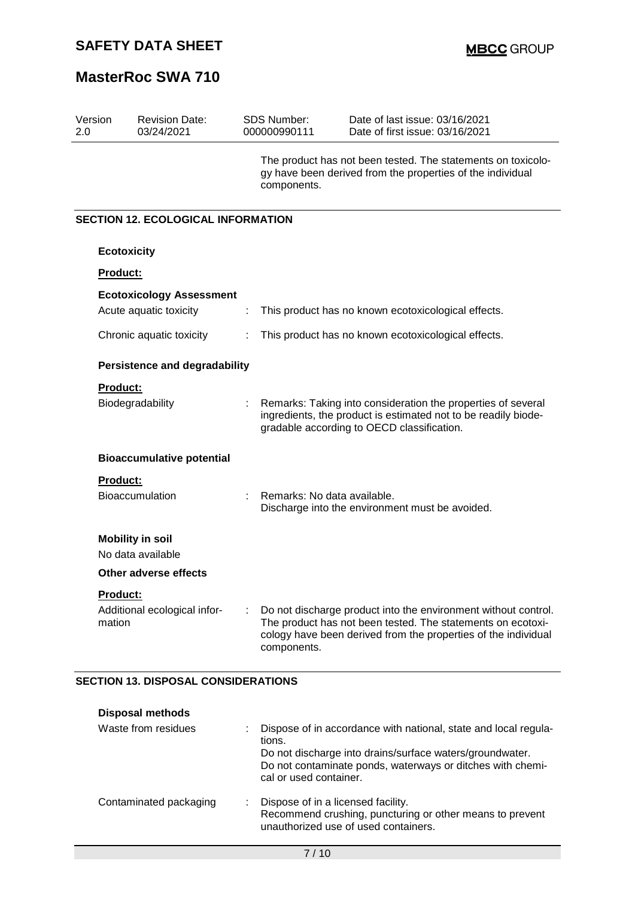The product has not been tested. The statements on toxicology have been derived from the properties of the individual components.

## SECTION 12. ECOLOGICAL INFORMATION

### Ecotoxicity

**Product:**

**Ecotoxicology Assessment**

Acute aquatic toxicity : This product has no known ecotoxicological effects.

Chronic aquatic toxicity : This product has no known ecotoxicological effects.

### Persistence and degradability

**Product:**

Biodegradability : Remarks: Taking into consideration the properties of several ingredients, the product is estimated not to be readily biodegradable according to OECD classification.

### Bioaccumulative potential

**Product:**

Bioaccumulation : Remarks: No data available.
Discharge into the environment must be avoided.

### Mobility in soil

No data available

### Other adverse effects

**Product:**

Additional ecological information : Do not discharge product into the environment without control. The product has not been tested. The statements on ecotoxicology have been derived from the properties of the individual components.

## SECTION 13. DISPOSAL CONSIDERATIONS

### Disposal methods

Waste from residues : Dispose of in accordance with national, state and local regulations.
Do not discharge into drains/surface waters/groundwater.
Do not contaminate ponds, waterways or ditches with chemical or used container.

Contaminated packaging : Dispose of in a licensed facility.
Recommend crushing, puncturing or other means to prevent unauthorized use of used containers.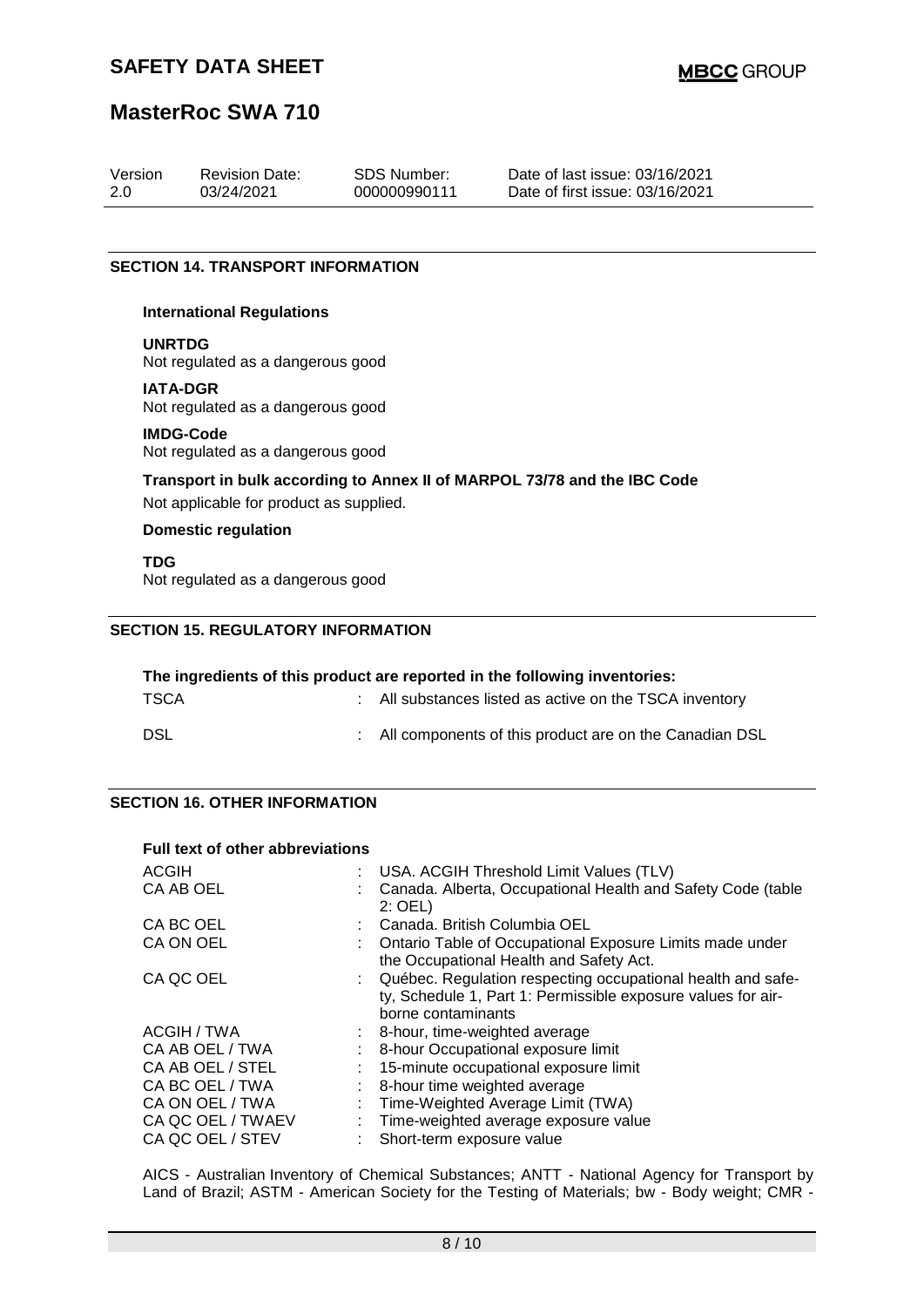## SECTION 14. TRANSPORT INFORMATION

### International Regulations

**UNRTDG**
Not regulated as a dangerous good

**IATA-DGR**
Not regulated as a dangerous good

**IMDG-Code**
Not regulated as a dangerous good

**Transport in bulk according to Annex II of MARPOL 73/78 and the IBC Code**

Not applicable for product as supplied.

### Domestic regulation

**TDG**
Not regulated as a dangerous good

## SECTION 15. REGULATORY INFORMATION

**The ingredients of this product are reported in the following inventories:**

| | | |
|---|---|---|
| TSCA | : | All substances listed as active on the TSCA inventory |
| DSL | : | All components of this product are on the Canadian DSL |

## SECTION 16. OTHER INFORMATION

### Full text of other abbreviations

| | | |
|---|---|---|
| ACGIH | : | USA. ACGIH Threshold Limit Values (TLV) |
| CA AB OEL | : | Canada. Alberta, Occupational Health and Safety Code (table 2: OEL) |
| CA BC OEL | : | Canada. British Columbia OEL |
| CA ON OEL | : | Ontario Table of Occupational Exposure Limits made under the Occupational Health and Safety Act. |
| CA QC OEL | : | Québec. Regulation respecting occupational health and safety, Schedule 1, Part 1: Permissible exposure values for airborne contaminants |
| ACGIH / TWA | : | 8-hour, time-weighted average |
| CA AB OEL / TWA | : | 8-hour Occupational exposure limit |
| CA AB OEL / STEL | : | 15-minute occupational exposure limit |
| CA BC OEL / TWA | : | 8-hour time weighted average |
| CA ON OEL / TWA | : | Time-Weighted Average Limit (TWA) |
| CA QC OEL / TWAEV | : | Time-weighted average exposure value |
| CA QC OEL / STEV | : | Short-term exposure value |

AICS - Australian Inventory of Chemical Substances; ANTT - National Agency for Transport by Land of Brazil; ASTM - American Society for the Testing of Materials; bw - Body weight; CMR -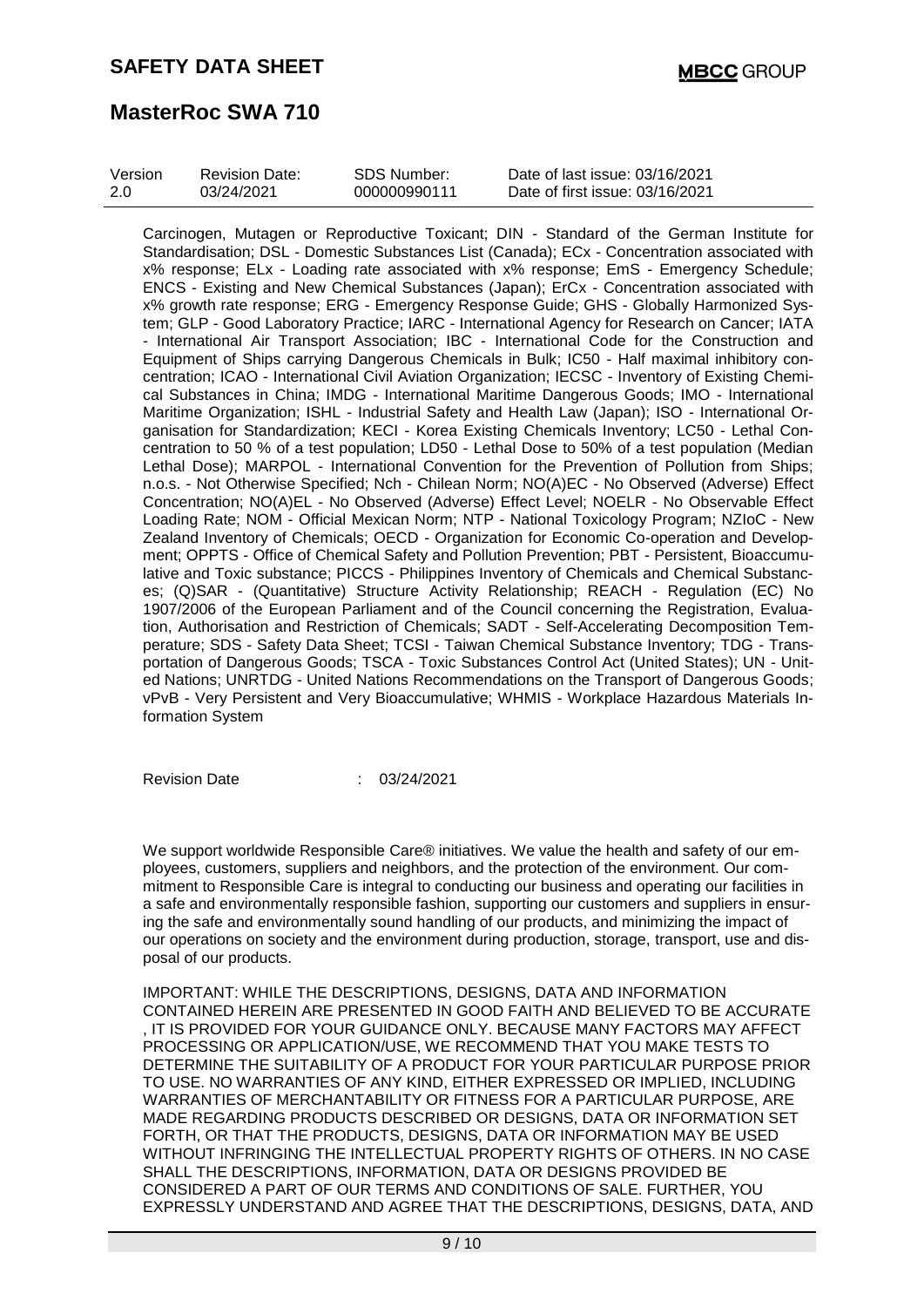Carcinogen, Mutagen or Reproductive Toxicant; DIN - Standard of the German Institute for Standardisation; DSL - Domestic Substances List (Canada); ECx - Concentration associated with x% response; ELx - Loading rate associated with x% response; EmS - Emergency Schedule; ENCS - Existing and New Chemical Substances (Japan); ErCx - Concentration associated with x% growth rate response; ERG - Emergency Response Guide; GHS - Globally Harmonized System; GLP - Good Laboratory Practice; IARC - International Agency for Research on Cancer; IATA - International Air Transport Association; IBC - International Code for the Construction and Equipment of Ships carrying Dangerous Chemicals in Bulk; IC50 - Half maximal inhibitory concentration; ICAO - International Civil Aviation Organization; IECSC - Inventory of Existing Chemical Substances in China; IMDG - International Maritime Dangerous Goods; IMO - International Maritime Organization; ISHL - Industrial Safety and Health Law (Japan); ISO - International Organisation for Standardization; KECI - Korea Existing Chemicals Inventory; LC50 - Lethal Concentration to 50 % of a test population; LD50 - Lethal Dose to 50% of a test population (Median Lethal Dose); MARPOL - International Convention for the Prevention of Pollution from Ships; n.o.s. - Not Otherwise Specified; Nch - Chilean Norm; NO(A)EC - No Observed (Adverse) Effect Concentration; NO(A)EL - No Observed (Adverse) Effect Level; NOELR - No Observable Effect Loading Rate; NOM - Official Mexican Norm; NTP - National Toxicology Program; NZIoC - New Zealand Inventory of Chemicals; OECD - Organization for Economic Co-operation and Development; OPPTS - Office of Chemical Safety and Pollution Prevention; PBT - Persistent, Bioaccumulative and Toxic substance; PICCS - Philippines Inventory of Chemicals and Chemical Substances; (Q)SAR - (Quantitative) Structure Activity Relationship; REACH - Regulation (EC) No 1907/2006 of the European Parliament and of the Council concerning the Registration, Evaluation, Authorisation and Restriction of Chemicals; SADT - Self-Accelerating Decomposition Temperature; SDS - Safety Data Sheet; TCSI - Taiwan Chemical Substance Inventory; TDG - Transportation of Dangerous Goods; TSCA - Toxic Substances Control Act (United States); UN - United Nations; UNRTDG - United Nations Recommendations on the Transport of Dangerous Goods; vPvB - Very Persistent and Very Bioaccumulative; WHMIS - Workplace Hazardous Materials Information System

Revision Date : 03/24/2021

We support worldwide Responsible Care® initiatives. We value the health and safety of our employees, customers, suppliers and neighbors, and the protection of the environment. Our commitment to Responsible Care is integral to conducting our business and operating our facilities in a safe and environmentally responsible fashion, supporting our customers and suppliers in ensuring the safe and environmentally sound handling of our products, and minimizing the impact of our operations on society and the environment during production, storage, transport, use and disposal of our products.

IMPORTANT: WHILE THE DESCRIPTIONS, DESIGNS, DATA AND INFORMATION CONTAINED HEREIN ARE PRESENTED IN GOOD FAITH AND BELIEVED TO BE ACCURATE , IT IS PROVIDED FOR YOUR GUIDANCE ONLY. BECAUSE MANY FACTORS MAY AFFECT PROCESSING OR APPLICATION/USE, WE RECOMMEND THAT YOU MAKE TESTS TO DETERMINE THE SUITABILITY OF A PRODUCT FOR YOUR PARTICULAR PURPOSE PRIOR TO USE. NO WARRANTIES OF ANY KIND, EITHER EXPRESSED OR IMPLIED, INCLUDING WARRANTIES OF MERCHANTABILITY OR FITNESS FOR A PARTICULAR PURPOSE, ARE MADE REGARDING PRODUCTS DESCRIBED OR DESIGNS, DATA OR INFORMATION SET FORTH, OR THAT THE PRODUCTS, DESIGNS, DATA OR INFORMATION MAY BE USED WITHOUT INFRINGING THE INTELLECTUAL PROPERTY RIGHTS OF OTHERS. IN NO CASE SHALL THE DESCRIPTIONS, INFORMATION, DATA OR DESIGNS PROVIDED BE CONSIDERED A PART OF OUR TERMS AND CONDITIONS OF SALE. FURTHER, YOU EXPRESSLY UNDERSTAND AND AGREE THAT THE DESCRIPTIONS, DESIGNS, DATA, AND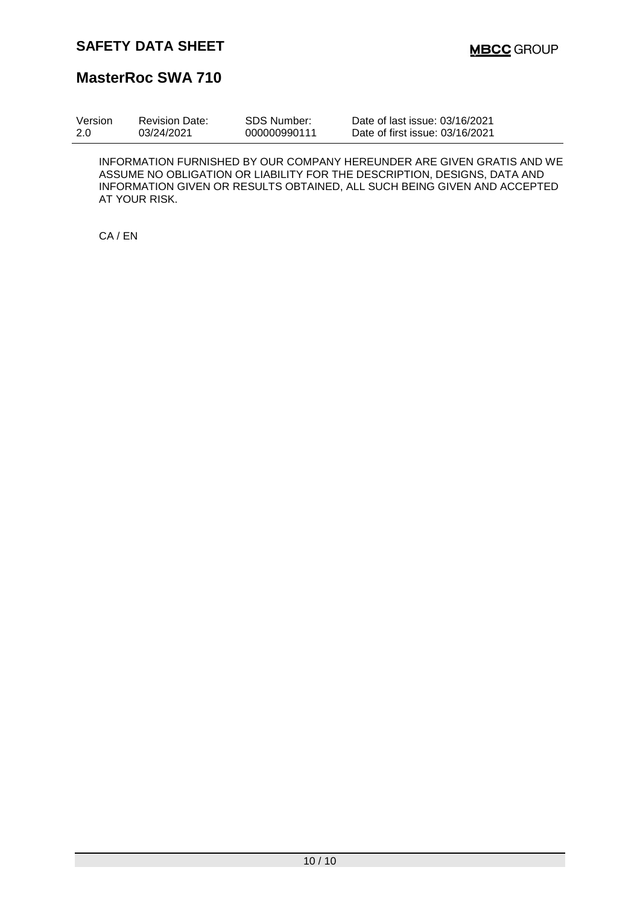INFORMATION FURNISHED BY OUR COMPANY HEREUNDER ARE GIVEN GRATIS AND WE ASSUME NO OBLIGATION OR LIABILITY FOR THE DESCRIPTION, DESIGNS, DATA AND INFORMATION GIVEN OR RESULTS OBTAINED, ALL SUCH BEING GIVEN AND ACCEPTED AT YOUR RISK.

CA / EN